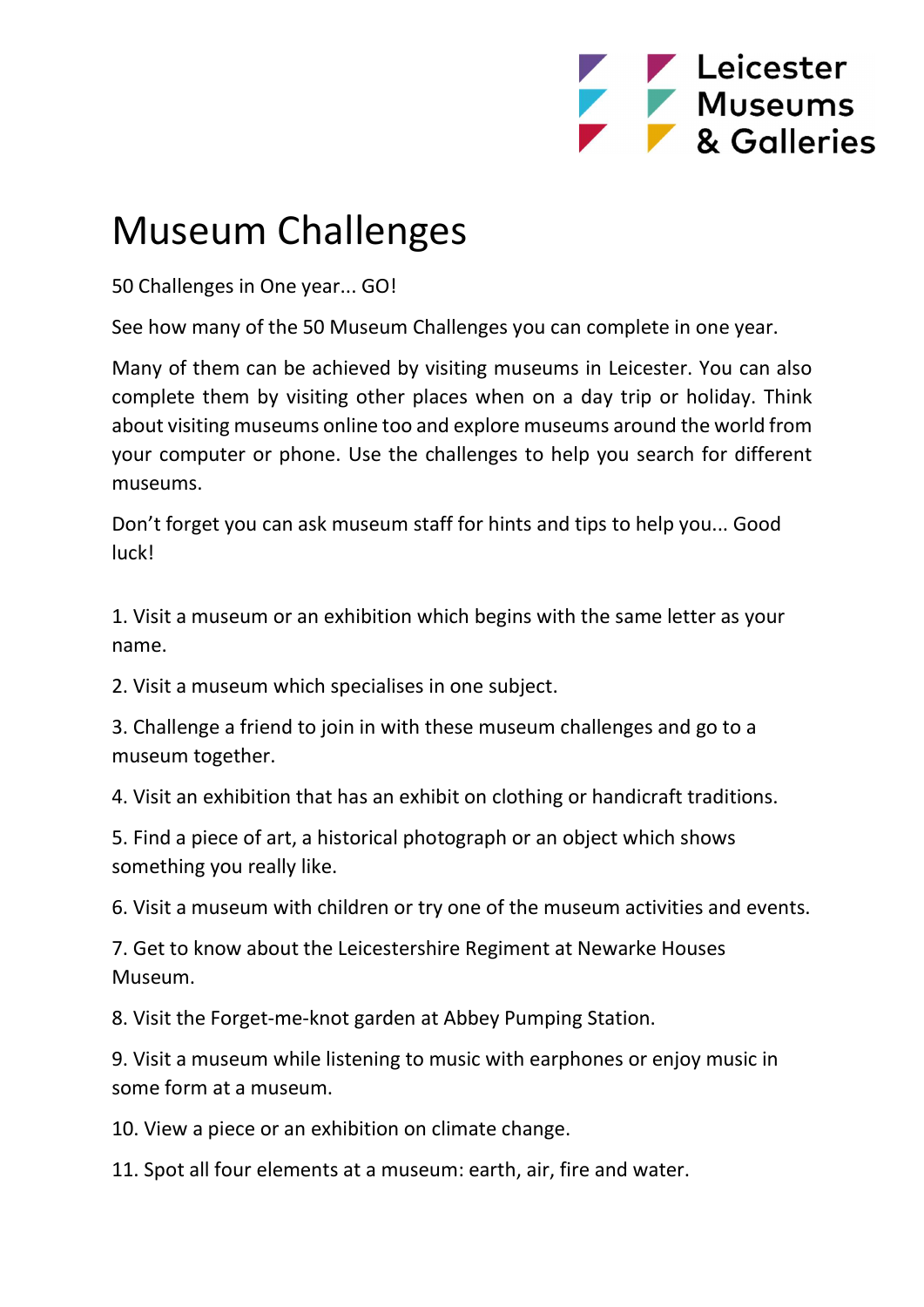Leicester Museums & Galleries

# Museum Challenges

50 Challenges in One year... GO!

See how many of the 50 Museum Challenges you can complete in one year.

Many of them can be achieved by visiting museums in Leicester. You can also complete them by visiting other places when on a day trip or holiday. Think about visiting museums online too and explore museums around the world from your computer or phone. Use the challenges to help you search for different museums.

Don't forget you can ask museum staff for hints and tips to help you... Good luck!

1. Visit a museum or an exhibition which begins with the same letter as your name.
2. Visit a museum which specialises in one subject.
3. Challenge a friend to join in with these museum challenges and go to a museum together.
4. Visit an exhibition that has an exhibit on clothing or handicraft traditions.
5. Find a piece of art, a historical photograph or an object which shows something you really like.
6. Visit a museum with children or try one of the museum activities and events.
7. Get to know about the Leicestershire Regiment at Newarke Houses Museum.
8. Visit the Forget-me-knot garden at Abbey Pumping Station.
9. Visit a museum while listening to music with earphones or enjoy music in some form at a museum.
10. View a piece or an exhibition on climate change.
11. Spot all four elements at a museum: earth, air, fire and water.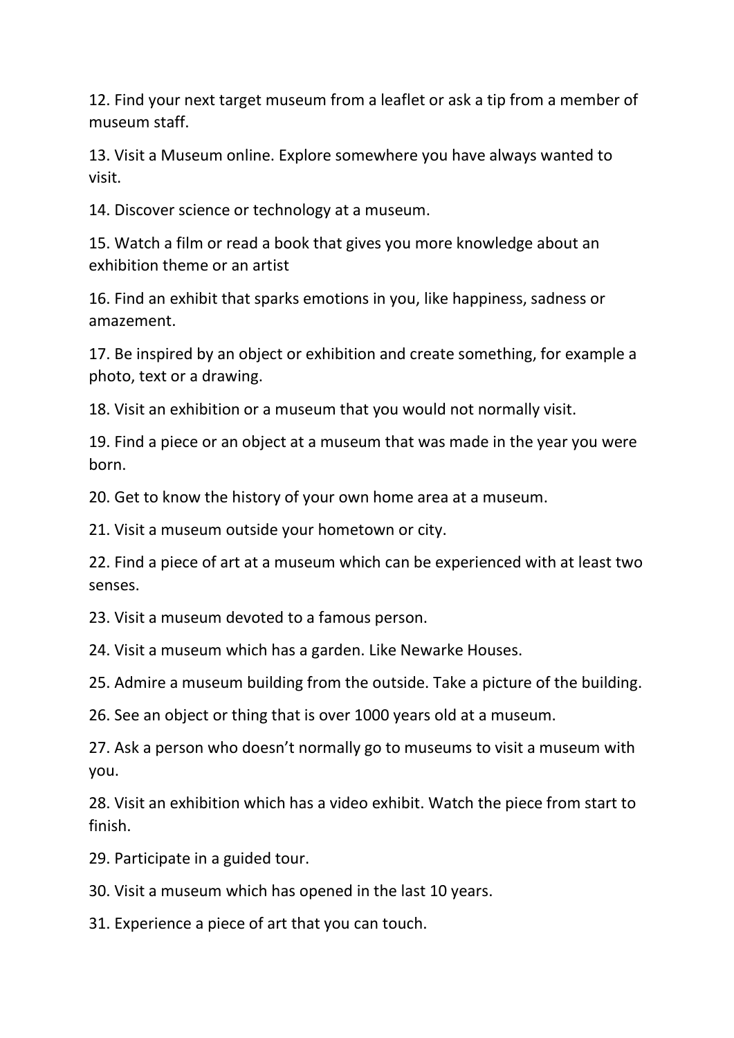12. Find your next target museum from a leaflet or ask a tip from a member of museum staff.

13. Visit a Museum online. Explore somewhere you have always wanted to visit.

14. Discover science or technology at a museum.

15. Watch a film or read a book that gives you more knowledge about an exhibition theme or an artist

16. Find an exhibit that sparks emotions in you, like happiness, sadness or amazement.

17. Be inspired by an object or exhibition and create something, for example a photo, text or a drawing.

18. Visit an exhibition or a museum that you would not normally visit.

19. Find a piece or an object at a museum that was made in the year you were born.

20. Get to know the history of your own home area at a museum.

21. Visit a museum outside your hometown or city.

22. Find a piece of art at a museum which can be experienced with at least two senses.

23. Visit a museum devoted to a famous person.

24. Visit a museum which has a garden. Like Newarke Houses.

25. Admire a museum building from the outside. Take a picture of the building.

26. See an object or thing that is over 1000 years old at a museum.

27. Ask a person who doesn't normally go to museums to visit a museum with you.

28. Visit an exhibition which has a video exhibit. Watch the piece from start to finish.

29. Participate in a guided tour.

30. Visit a museum which has opened in the last 10 years.

31. Experience a piece of art that you can touch.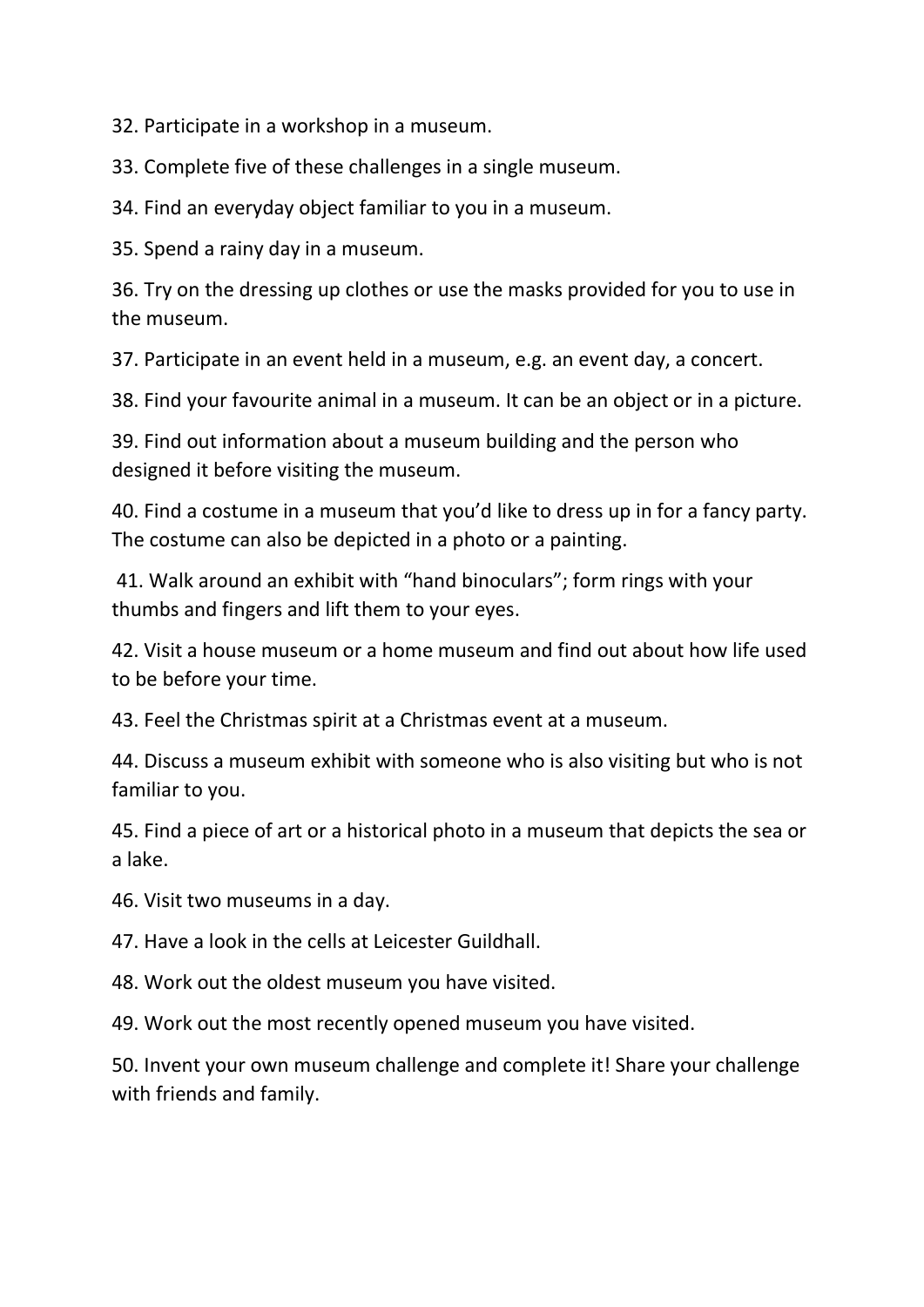32. Participate in a workshop in a museum.

33. Complete five of these challenges in a single museum.

34. Find an everyday object familiar to you in a museum.

35. Spend a rainy day in a museum.

36. Try on the dressing up clothes or use the masks provided for you to use in the museum.

37. Participate in an event held in a museum, e.g. an event day, a concert.

38. Find your favourite animal in a museum. It can be an object or in a picture.

39. Find out information about a museum building and the person who designed it before visiting the museum.

40. Find a costume in a museum that you'd like to dress up in for a fancy party. The costume can also be depicted in a photo or a painting.

41. Walk around an exhibit with "hand binoculars"; form rings with your thumbs and fingers and lift them to your eyes.

42. Visit a house museum or a home museum and find out about how life used to be before your time.

43. Feel the Christmas spirit at a Christmas event at a museum.

44. Discuss a museum exhibit with someone who is also visiting but who is not familiar to you.

45. Find a piece of art or a historical photo in a museum that depicts the sea or a lake.

46. Visit two museums in a day.

47. Have a look in the cells at Leicester Guildhall.

48. Work out the oldest museum you have visited.

49. Work out the most recently opened museum you have visited.

50. Invent your own museum challenge and complete it! Share your challenge with friends and family.